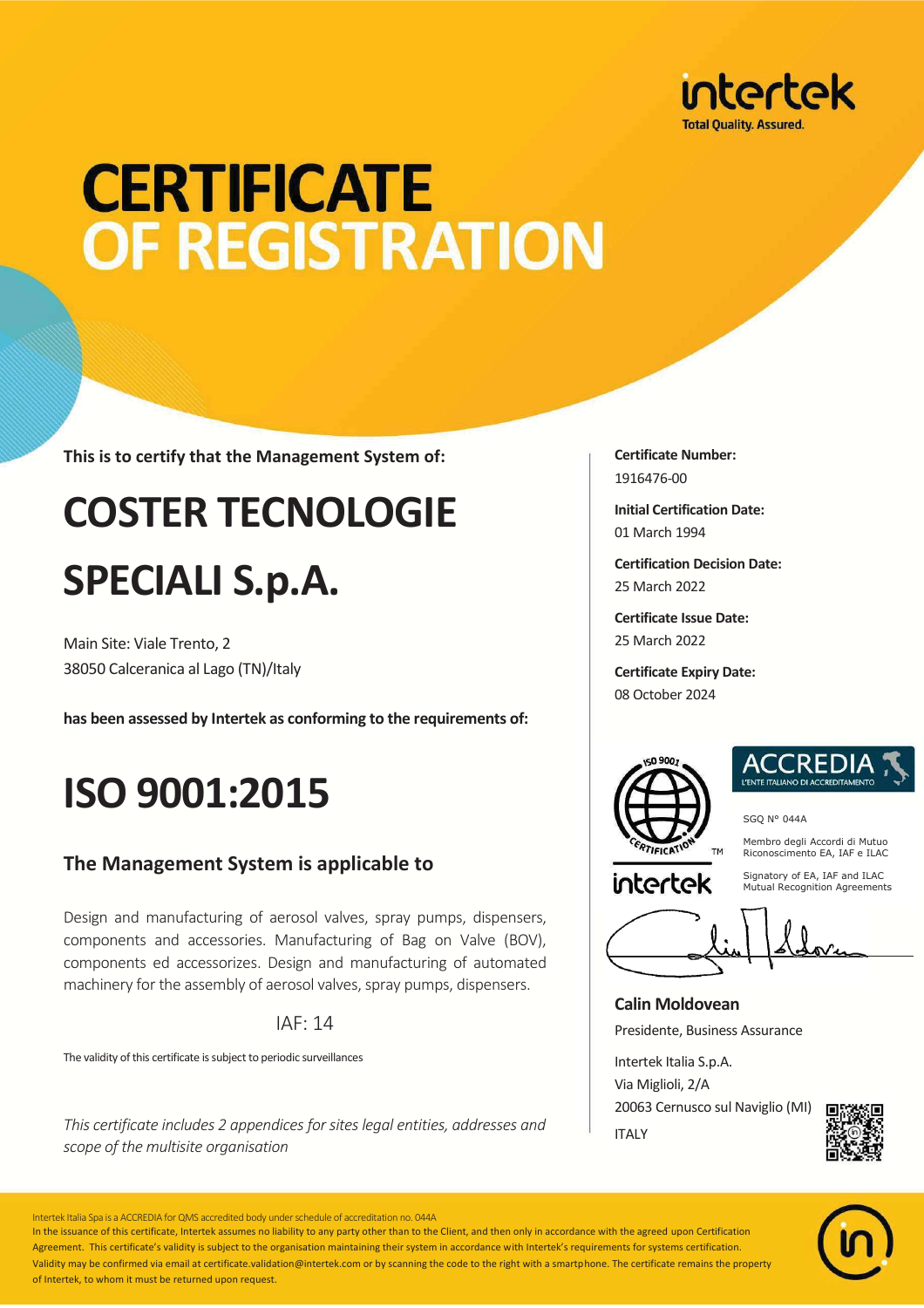intertek
Total Quality. Assured.

# CERTIFICATE OF REGISTRATION

**This is to certify that the Management System of:**

# COSTER TECNOLOGIE SPECIALI S.p.A.

Main Site: Viale Trento, 2
38050 Calceranica al Lago (TN)/Italy

**has been assessed by Intertek as conforming to the requirements of:**

# ISO 9001:2015

## The Management System is applicable to

Design and manufacturing of aerosol valves, spray pumps, dispensers, components and accessories. Manufacturing of Bag on Valve (BOV), components ed accessorizes. Design and manufacturing of automated machinery for the assembly of aerosol valves, spray pumps, dispensers.

IAF: 14

The validity of this certificate is subject to periodic surveillances

*This certificate includes 2 appendices for sites legal entities, addresses and scope of the multisite organisation*

**Certificate Number:**
1916476-00

**Initial Certification Date:**
01 March 1994

**Certification Decision Date:**
25 March 2022

**Certificate Issue Date:**
25 March 2022

**Certificate Expiry Date:**
08 October 2024

ISO 9001 CERTIFICATION TM
intertek

ACCREDIA
L'ENTE ITALIANO DI ACCREDITAMENTO

SGQ N° 044A

Membro degli Accordi di Mutuo Riconoscimento EA, IAF e ILAC

Signatory of EA, IAF and ILAC Mutual Recognition Agreements

**Calin Moldovean**
Presidente, Business Assurance

Intertek Italia S.p.A.
Via Miglioli, 2/A
20063 Cernusco sul Naviglio (MI)
ITALY

Intertek Italia Spa is a ACCREDIA for QMS accredited body under schedule of accreditation no. 044A
In the issuance of this certificate, Intertek assumes no liability to any party other than to the Client, and then only in accordance with the agreed upon Certification Agreement. This certificate's validity is subject to the organisation maintaining their system in accordance with Intertek's requirements for systems certification. Validity may be confirmed via email at certificate.validation@intertek.com or by scanning the code to the right with a smartphone. The certificate remains the property of Intertek, to whom it must be returned upon request.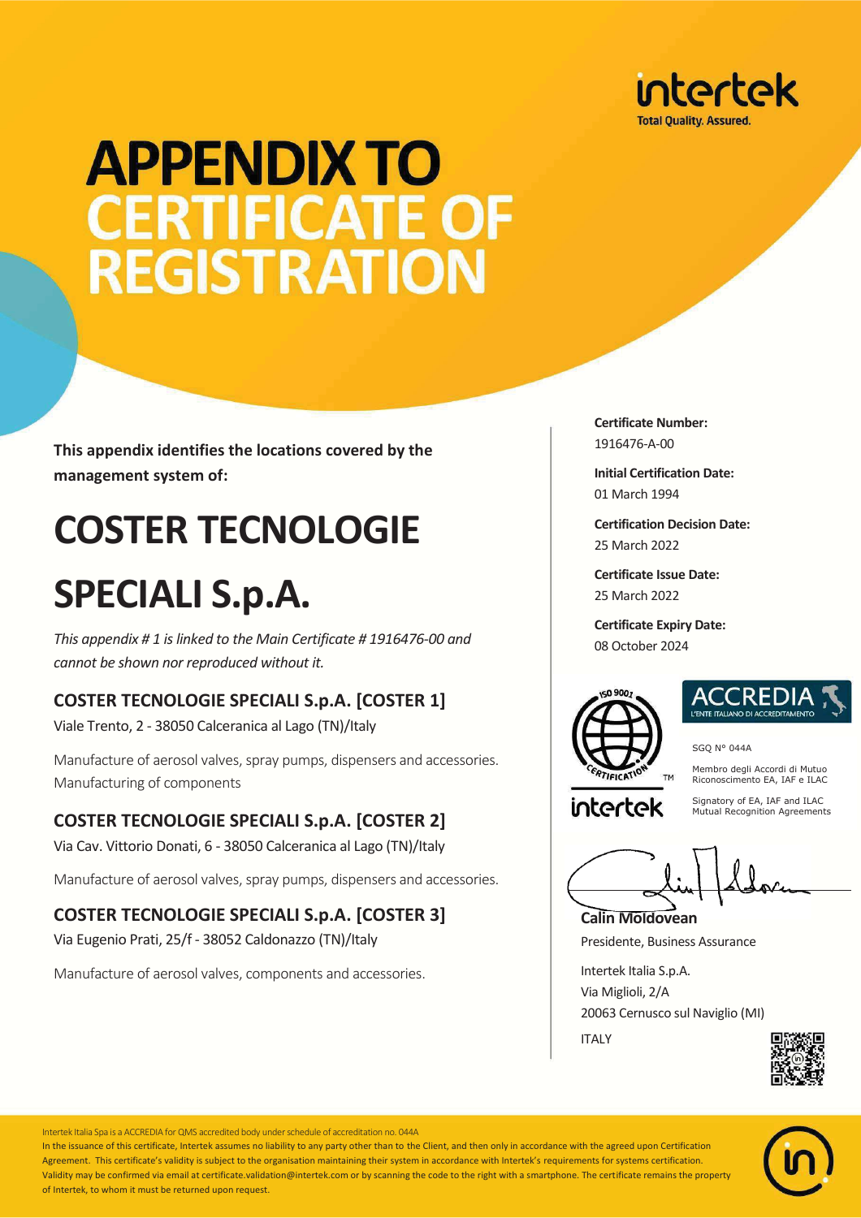intertek
Total Quality. Assured.

# APPENDIX TO CERTIFICATE OF REGISTRATION

**This appendix identifies the locations covered by the management system of:**

# COSTER TECNOLOGIE SPECIALI S.p.A.

*This appendix # 1 is linked to the Main Certificate # 1916476-00 and cannot be shown nor reproduced without it.*

### COSTER TECNOLOGIE SPECIALI S.p.A. [COSTER 1]

Viale Trento, 2 - 38050 Calceranica al Lago (TN)/Italy

Manufacture of aerosol valves, spray pumps, dispensers and accessories.
Manufacturing of components

### COSTER TECNOLOGIE SPECIALI S.p.A. [COSTER 2]

Via Cav. Vittorio Donati, 6 - 38050 Calceranica al Lago (TN)/Italy

Manufacture of aerosol valves, spray pumps, dispensers and accessories.

### COSTER TECNOLOGIE SPECIALI S.p.A. [COSTER 3]

Via Eugenio Prati, 25/f - 38052 Caldonazzo (TN)/Italy

Manufacture of aerosol valves, components and accessories.

**Certificate Number:**
1916476-A-00

**Initial Certification Date:**
01 March 1994

**Certification Decision Date:**
25 March 2022

**Certificate Issue Date:**
25 March 2022

**Certificate Expiry Date:**
08 October 2024

ISO 9001 CERTIFICATION TM intertek

ACCREDIA L'ENTE ITALIANO DI ACCREDITAMENTO

SGQ N° 044A

Membro degli Accordi di Mutuo Riconoscimento EA, IAF e ILAC

Signatory of EA, IAF and ILAC Mutual Recognition Agreements

**Calin Moldovean**
Presidente, Business Assurance

Intertek Italia S.p.A.
Via Miglioli, 2/A
20063 Cernusco sul Naviglio (MI)
ITALY

Intertek Italia Spa is a ACCREDIA for QMS accredited body under schedule of accreditation no. 044A
In the issuance of this certificate, Intertek assumes no liability to any party other than to the Client, and then only in accordance with the agreed upon Certification Agreement. This certificate's validity is subject to the organisation maintaining their system in accordance with Intertek's requirements for systems certification. Validity may be confirmed via email at certificate.validation@intertek.com or by scanning the code to the right with a smartphone. The certificate remains the property of Intertek, to whom it must be returned upon request.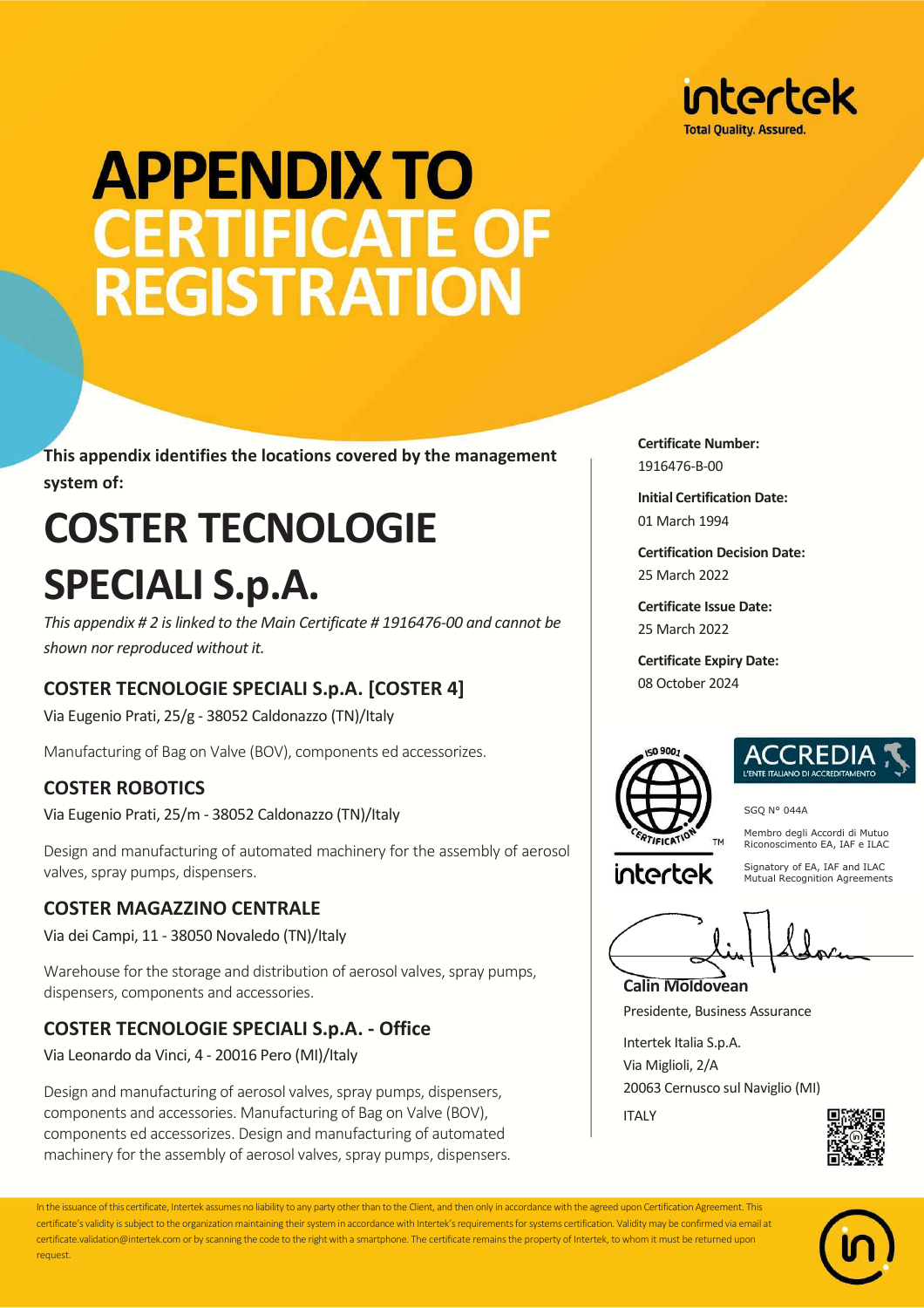intertek
Total Quality. Assured.

# APPENDIX TO CERTIFICATE OF REGISTRATION

**This appendix identifies the locations covered by the management system of:**

# COSTER TECNOLOGIE SPECIALI S.p.A.

*This appendix # 2 is linked to the Main Certificate # 1916476-00 and cannot be shown nor reproduced without it.*

## COSTER TECNOLOGIE SPECIALI S.p.A. [COSTER 4]

Via Eugenio Prati, 25/g - 38052 Caldonazzo (TN)/Italy

Manufacturing of Bag on Valve (BOV), components ed accessorizes.

## COSTER ROBOTICS

Via Eugenio Prati, 25/m - 38052 Caldonazzo (TN)/Italy

Design and manufacturing of automated machinery for the assembly of aerosol valves, spray pumps, dispensers.

## COSTER MAGAZZINO CENTRALE

Via dei Campi, 11 - 38050 Novaledo (TN)/Italy

Warehouse for the storage and distribution of aerosol valves, spray pumps, dispensers, components and accessories.

## COSTER TECNOLOGIE SPECIALI S.p.A. - Office

Via Leonardo da Vinci, 4 - 20016 Pero (MI)/Italy

Design and manufacturing of aerosol valves, spray pumps, dispensers, components and accessories. Manufacturing of Bag on Valve (BOV), components ed accessorizes. Design and manufacturing of automated machinery for the assembly of aerosol valves, spray pumps, dispensers.

**Certificate Number:**
1916476-B-00

**Initial Certification Date:**
01 March 1994

**Certification Decision Date:**
25 March 2022

**Certificate Issue Date:**
25 March 2022

**Certificate Expiry Date:**
08 October 2024

ISO 9001 CERTIFICATION TM
intertek

ACCREDIA
L'ENTE ITALIANO DI ACCREDITAMENTO

SGQ N° 044A

Membro degli Accordi di Mutuo Riconoscimento EA, IAF e ILAC

Signatory of EA, IAF and ILAC Mutual Recognition Agreements

**Calin Moldovean**
Presidente, Business Assurance

Intertek Italia S.p.A.
Via Miglioli, 2/A
20063 Cernusco sul Naviglio (MI)
ITALY

In the issuance of this certificate, Intertek assumes no liability to any party other than to the Client, and then only in accordance with the agreed upon Certification Agreement. This certificate's validity is subject to the organization maintaining their system in accordance with Intertek's requirements for systems certification. Validity may be confirmed via email at certificate.validation@intertek.com or by scanning the code to the right with a smartphone. The certificate remains the property of Intertek, to whom it must be returned upon request.